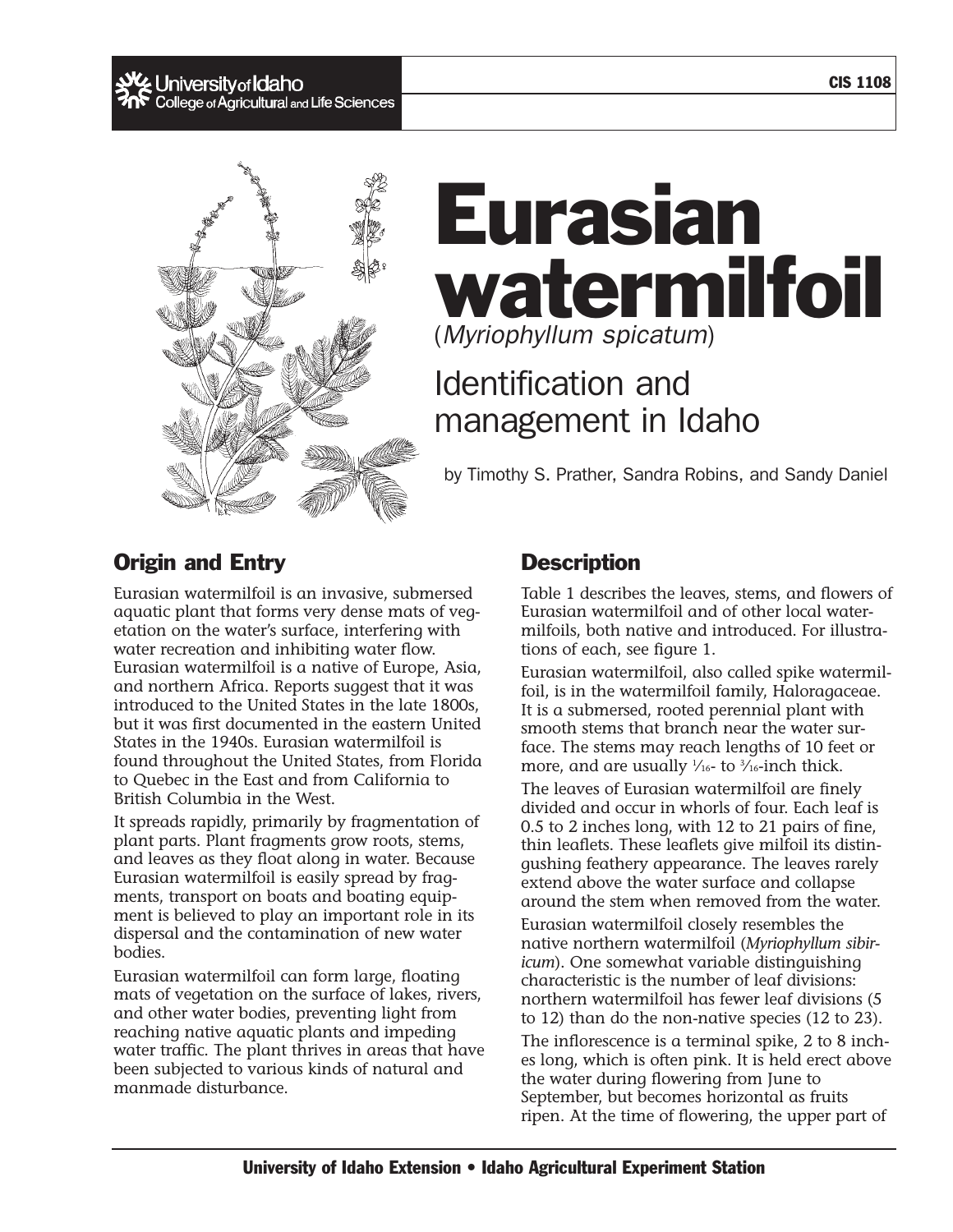University of Idaho
College of Agricultural and Life Sciences

CIS 1108

# Eurasian watermilfoil

(*Myriophyllum spicatum*)

## Identification and management in Idaho

by Timothy S. Prather, Sandra Robins, and Sandy Daniel

## Origin and Entry

Eurasian watermilfoil is an invasive, submersed aquatic plant that forms very dense mats of vegetation on the water's surface, interfering with water recreation and inhibiting water flow. Eurasian watermilfoil is a native of Europe, Asia, and northern Africa. Reports suggest that it was introduced to the United States in the late 1800s, but it was first documented in the eastern United States in the 1940s. Eurasian watermilfoil is found throughout the United States, from Florida to Quebec in the East and from California to British Columbia in the West.

It spreads rapidly, primarily by fragmentation of plant parts. Plant fragments grow roots, stems, and leaves as they float along in water. Because Eurasian watermilfoil is easily spread by fragments, transport on boats and boating equipment is believed to play an important role in its dispersal and the contamination of new water bodies.

Eurasian watermilfoil can form large, floating mats of vegetation on the surface of lakes, rivers, and other water bodies, preventing light from reaching native aquatic plants and impeding water traffic. The plant thrives in areas that have been subjected to various kinds of natural and manmade disturbance.

## Description

Table 1 describes the leaves, stems, and flowers of Eurasian watermilfoil and of other local watermilfoils, both native and introduced. For illustrations of each, see figure 1.

Eurasian watermilfoil, also called spike watermilfoil, is in the watermilfoil family, Haloragaceae. It is a submersed, rooted perennial plant with smooth stems that branch near the water surface. The stems may reach lengths of 10 feet or more, and are usually 1/16- to 3/16-inch thick.

The leaves of Eurasian watermilfoil are finely divided and occur in whorls of four. Each leaf is 0.5 to 2 inches long, with 12 to 21 pairs of fine, thin leaflets. These leaflets give milfoil its distinguishing feathery appearance. The leaves rarely extend above the water surface and collapse around the stem when removed from the water.

Eurasian watermilfoil closely resembles the native northern watermilfoil (*Myriophyllum sibiricum*). One somewhat variable distinguishing characteristic is the number of leaf divisions: northern watermilfoil has fewer leaf divisions (5 to 12) than do the non-native species (12 to 23).

The inflorescence is a terminal spike, 2 to 8 inches long, which is often pink. It is held erect above the water during flowering from June to September, but becomes horizontal as fruits ripen. At the time of flowering, the upper part of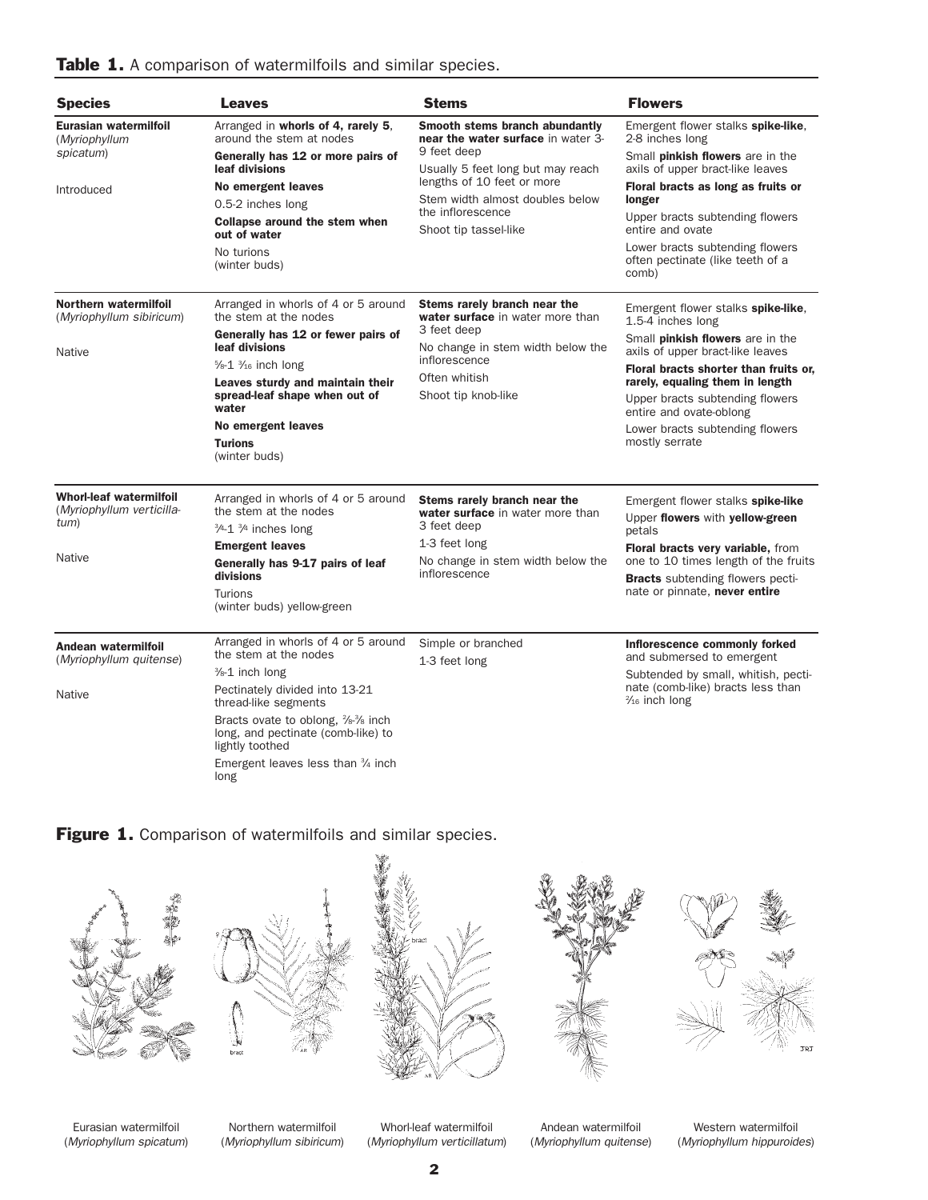**Table 1.** A comparison of watermilfoils and similar species.

| Species | Leaves | Stems | Flowers |
|---|---|---|---|
| **Eurasian watermilfoil** (*Myriophyllum spicatum*)<br><br>Introduced | Arranged in **whorls of 4, rarely 5**, around the stem at nodes<br>**Generally has 12 or more pairs of leaf divisions**<br>**No emergent leaves**<br>0.5-2 inches long<br>**Collapse around the stem when out of water**<br>No turions (winter buds) | **Smooth stems branch abundantly near the water surface** in water 3-9 feet deep<br>Usually 5 feet long but may reach lengths of 10 feet or more<br>Stem width almost doubles below the inflorescence<br>Shoot tip tassel-like | Emergent flower stalks **spike-like**, 2-8 inches long<br>Small **pinkish flowers** are in the axils of upper bract-like leaves<br>**Floral bracts as long as fruits or longer**<br>Upper bracts subtending flowers entire and ovate<br>Lower bracts subtending flowers often pectinate (like teeth of a comb) |
| **Northern watermilfoil** (*Myriophyllum sibiricum*)<br><br>Native | Arranged in whorls of 4 or 5 around the stem at the nodes<br>**Generally has 12 or fewer pairs of leaf divisions**<br>⅝-1 $\frac{3}{16}$ inch long<br>**Leaves sturdy and maintain their spread-leaf shape when out of water**<br>**No emergent leaves**<br>**Turions** (winter buds) | **Stems rarely branch near the water surface** in water more than 3 feet deep<br>No change in stem width below the inflorescence<br>Often whitish<br>Shoot tip knob-like | Emergent flower stalks **spike-like**, 1.5-4 inches long<br>Small **pinkish flowers** are in the axils of upper bract-like leaves<br>**Floral bracts shorter than fruits or, rarely, equaling them in length**<br>Upper bracts subtending flowers entire and ovate-oblong<br>Lower bracts subtending flowers mostly serrate |
| **Whorl-leaf watermilfoil** (*Myriophyllum verticillatum*)<br><br>Native | Arranged in whorls of 4 or 5 around the stem at the nodes<br>¾-1 ¾ inches long<br>**Emergent leaves**<br>**Generally has 9-17 pairs of leaf divisions**<br>Turions (winter buds) yellow-green | **Stems rarely branch near the water surface** in water more than 3 feet deep<br>1-3 feet long<br>No change in stem width below the inflorescence | Emergent flower stalks **spike-like**<br>Upper **flowers** with **yellow-green** petals<br>**Floral bracts very variable,** from one to 10 times length of the fruits<br>**Bracts** subtending flowers pectinate or pinnate, **never entire** |
| **Andean watermilfoil** (*Myriophyllum quitense*)<br><br>Native | Arranged in whorls of 4 or 5 around the stem at the nodes<br>⅜-1 inch long<br>Pectinately divided into 13-21 thread-like segments<br>Bracts ovate to oblong, ⅞-⅜ inch long, and pectinate (comb-like) to lightly toothed<br>Emergent leaves less than ¾ inch long | Simple or branched<br>1-3 feet long | **Inflorescence commonly forked** and submersed to emergent<br>Subtended by small, whitish, pectinate (comb-like) bracts less than $\frac{2}{16}$ inch long |

**Figure 1.** Comparison of watermilfoils and similar species.

Eurasian watermilfoil (*Myriophyllum spicatum*) | Northern watermilfoil (*Myriophyllum sibiricum*) | Whorl-leaf watermilfoil (*Myriophyllum verticillatum*) | Andean watermilfoil (*Myriophyllum quitense*) | Western watermilfoil (*Myriophyllum hippuroides*)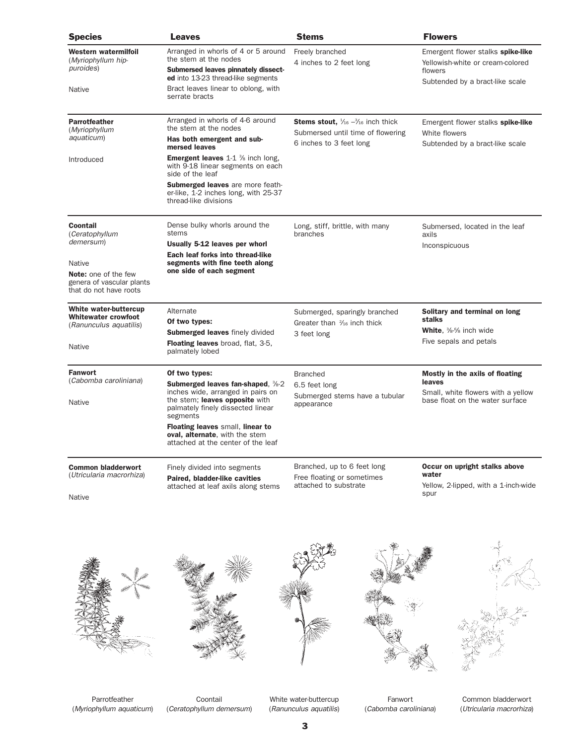| Species | Leaves | Stems | Flowers |
|---|---|---|---|
| **Western watermilfoil** (*Myriophyllum hippuroides*)<br><br>Native | Arranged in whorls of 4 or 5 around the stem at the nodes<br>**Submersed leaves pinnately dissected** into 13-23 thread-like segments<br>Bract leaves linear to oblong, with serrate bracts | Freely branched<br>4 inches to 2 feet long | Emergent flower stalks **spike-like**<br>Yellowish-white or cream-colored flowers<br>Subtended by a bract-like scale |
| **Parrotfeather** (*Myriophyllum aquaticum*)<br><br>Introduced | Arranged in whorls of 4-6 around the stem at the nodes<br>**Has both emergent and submersed leaves**<br>**Emergent leaves** 1-1 ⅜ inch long, with 9-18 linear segments on each side of the leaf<br>**Submerged leaves** are more feather-like, 1-2 inches long, with 25-37 thread-like divisions | **Stems stout**, 1⁄16 –3⁄16 inch thick<br>Submersed until time of flowering<br>6 inches to 3 feet long | Emergent flower stalks **spike-like**<br>White flowers<br>Subtended by a bract-like scale |
| **Coontail** (*Ceratophyllum demersum*)<br><br>Native<br><br>**Note:** one of the few genera of vascular plants that do not have roots | Dense bulky whorls around the stems<br>**Usually 5-12 leaves per whorl**<br>**Each leaf forks into thread-like segments with fine teeth along one side of each segment** | Long, stiff, brittle, with many branches | Submersed, located in the leaf axils<br>Inconspicuous |
| **White water-buttercup** **Whitewater crowfoot** (*Ranunculus aquatilis*)<br><br>Native | Alternate<br>**Of two types:**<br>**Submerged leaves** finely divided<br>**Floating leaves** broad, flat, 3-5, palmately lobed | Submerged, sparingly branched<br>Greater than 2⁄16 inch thick<br>3 feet long | **Solitary and terminal on long stalks**<br>**White**, ⅜-⅝ inch wide<br>Five sepals and petals |
| **Fanwort** (*Cabomba caroliniana*)<br><br>Native | **Of two types:**<br>**Submerged leaves fan-shaped**, ⅜-2 inches wide, arranged in pairs on the stem; **leaves opposite** with palmately finely dissected linear segments<br>**Floating leaves** small, **linear to oval, alternate**, with the stem attached at the center of the leaf | Branched<br>6.5 feet long<br>Submerged stems have a tubular appearance | **Mostly in the axils of floating leaves**<br>Small, white flowers with a yellow base float on the water surface |
| **Common bladderwort** (*Utricularia macrorhiza*)<br><br>Native | Finely divided into segments<br>**Paired, bladder-like cavities** attached at leaf axils along stems | Branched, up to 6 feet long<br>Free floating or sometimes attached to substrate | **Occur on upright stalks above water**<br>Yellow, 2-lipped, with a 1-inch-wide spur |

Parrotfeather (*Myriophyllum aquaticum*) Coontail (*Ceratophyllum demersum*) White water-buttercup (*Ranunculus aquatilis*) Fanwort (*Cabomba caroliniana*) Common bladderwort (*Utricularia macrorhiza*)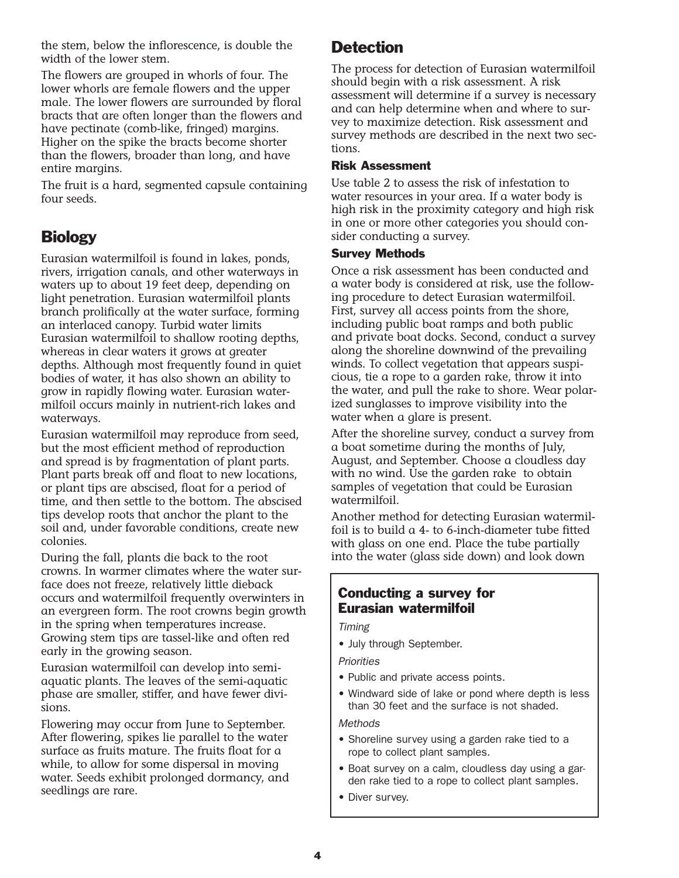the stem, below the inflorescence, is double the width of the lower stem.

The flowers are grouped in whorls of four. The lower whorls are female flowers and the upper male. The lower flowers are surrounded by floral bracts that are often longer than the flowers and have pectinate (comb-like, fringed) margins. Higher on the spike the bracts become shorter than the flowers, broader than long, and have entire margins.

The fruit is a hard, segmented capsule containing four seeds.

## Biology

Eurasian watermilfoil is found in lakes, ponds, rivers, irrigation canals, and other waterways in waters up to about 19 feet deep, depending on light penetration. Eurasian watermilfoil plants branch prolifically at the water surface, forming an interlaced canopy. Turbid water limits Eurasian watermilfoil to shallow rooting depths, whereas in clear waters it grows at greater depths. Although most frequently found in quiet bodies of water, it has also shown an ability to grow in rapidly flowing water. Eurasian watermilfoil occurs mainly in nutrient-rich lakes and waterways.

Eurasian watermilfoil may reproduce from seed, but the most efficient method of reproduction and spread is by fragmentation of plant parts. Plant parts break off and float to new locations, or plant tips are abscised, float for a period of time, and then settle to the bottom. The abscised tips develop roots that anchor the plant to the soil and, under favorable conditions, create new colonies.

During the fall, plants die back to the root crowns. In warmer climates where the water surface does not freeze, relatively little dieback occurs and watermilfoil frequently overwinters in an evergreen form. The root crowns begin growth in the spring when temperatures increase. Growing stem tips are tassel-like and often red early in the growing season.

Eurasian watermilfoil can develop into semi-aquatic plants. The leaves of the semi-aquatic phase are smaller, stiffer, and have fewer divisions.

Flowering may occur from June to September. After flowering, spikes lie parallel to the water surface as fruits mature. The fruits float for a while, to allow for some dispersal in moving water. Seeds exhibit prolonged dormancy, and seedlings are rare.

## Detection

The process for detection of Eurasian watermilfoil should begin with a risk assessment. A risk assessment will determine if a survey is necessary and can help determine when and where to survey to maximize detection. Risk assessment and survey methods are described in the next two sections.

### Risk Assessment

Use table 2 to assess the risk of infestation to water resources in your area. If a water body is high risk in the proximity category and high risk in one or more other categories you should consider conducting a survey.

### Survey Methods

Once a risk assessment has been conducted and a water body is considered at risk, use the following procedure to detect Eurasian watermilfoil. First, survey all access points from the shore, including public boat ramps and both public and private boat docks. Second, conduct a survey along the shoreline downwind of the prevailing winds. To collect vegetation that appears suspicious, tie a rope to a garden rake, throw it into the water, and pull the rake to shore. Wear polarized sunglasses to improve visibility into the water when a glare is present.

After the shoreline survey, conduct a survey from a boat sometime during the months of July, August, and September. Choose a cloudless day with no wind. Use the garden rake to obtain samples of vegetation that could be Eurasian watermilfoil.

Another method for detecting Eurasian watermilfoil is to build a 4- to 6-inch-diameter tube fitted with glass on one end. Place the tube partially into the water (glass side down) and look down

### Conducting a survey for Eurasian watermilfoil

*Timing*

- July through September.

*Priorities*

- Public and private access points.
- Windward side of lake or pond where depth is less than 30 feet and the surface is not shaded.

*Methods*

- Shoreline survey using a garden rake tied to a rope to collect plant samples.
- Boat survey on a calm, cloudless day using a garden rake tied to a rope to collect plant samples.
- Diver survey.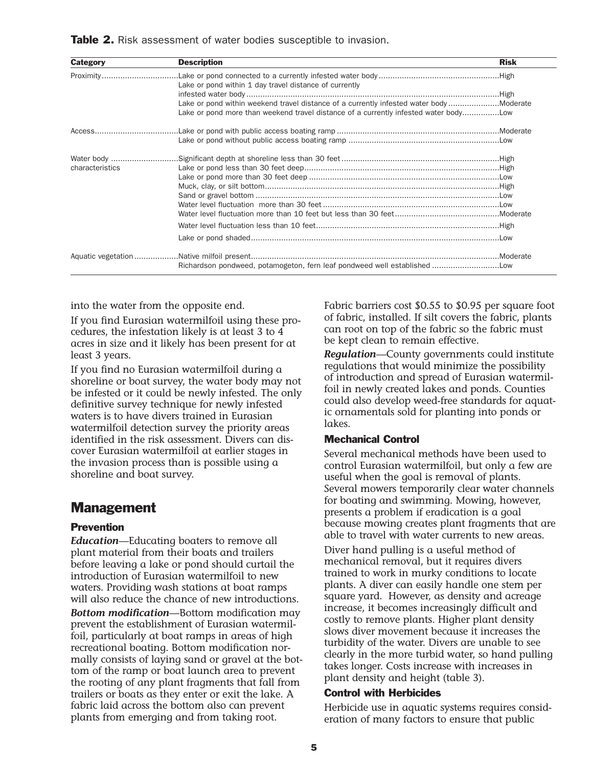**Table 2.** Risk assessment of water bodies susceptible to invasion.

| Category | Description | Risk |
|---|---|---|
| Proximity | Lake or pond connected to a currently infested water body | High |
| | Lake or pond within 1 day travel distance of currently infested water body | High |
| | Lake or pond within weekend travel distance of a currently infested water body | Moderate |
| | Lake or pond more than weekend travel distance of a currently infested water body | Low |
| Access | Lake or pond with public access boating ramp | Moderate |
| | Lake or pond without public access boating ramp | Low |
| Water body characteristics | Significant depth at shoreline less than 30 feet | High |
| | Lake or pond less than 30 feet deep | High |
| | Lake or pond more than 30 feet deep | Low |
| | Muck, clay, or silt bottom | High |
| | Sand or gravel bottom | Low |
| | Water level fluctuation more than 30 feet | Low |
| | Water level fluctuation more than 10 feet but less than 30 feet | Moderate |
| | Water level fluctuation less than 10 feet | High |
| | Lake or pond shaded | Low |
| Aquatic vegetation | Native milfoil present | Moderate |
| | Richardson pondweed, potamogeton, fern leaf pondweed well established | Low |

into the water from the opposite end.

If you find Eurasian watermilfoil using these procedures, the infestation likely is at least 3 to 4 acres in size and it likely has been present for at least 3 years.

If you find no Eurasian watermilfoil during a shoreline or boat survey, the water body may not be infested or it could be newly infested. The only definitive survey technique for newly infested waters is to have divers trained in Eurasian watermilfoil detection survey the priority areas identified in the risk assessment. Divers can discover Eurasian watermilfoil at earlier stages in the invasion process than is possible using a shoreline and boat survey.

## Management

### Prevention

***Education***—Educating boaters to remove all plant material from their boats and trailers before leaving a lake or pond should curtail the introduction of Eurasian watermilfoil to new waters. Providing wash stations at boat ramps will also reduce the chance of new introductions.

***Bottom modification***—Bottom modification may prevent the establishment of Eurasian watermilfoil, particularly at boat ramps in areas of high recreational boating. Bottom modification normally consists of laying sand or gravel at the bottom of the ramp or boat launch area to prevent the rooting of any plant fragments that fall from trailers or boats as they enter or exit the lake. A fabric laid across the bottom also can prevent plants from emerging and from taking root.

Fabric barriers cost $0.55 to $0.95 per square foot of fabric, installed. If silt covers the fabric, plants can root on top of the fabric so the fabric must be kept clean to remain effective.

***Regulation***—County governments could institute regulations that would minimize the possibility of introduction and spread of Eurasian watermilfoil in newly created lakes and ponds. Counties could also develop weed-free standards for aquatic ornamentals sold for planting into ponds or lakes.

### Mechanical Control

Several mechanical methods have been used to control Eurasian watermilfoil, but only a few are useful when the goal is removal of plants. Several mowers temporarily clear water channels for boating and swimming. Mowing, however, presents a problem if eradication is a goal because mowing creates plant fragments that are able to travel with water currents to new areas.

Diver hand pulling is a useful method of mechanical removal, but it requires divers trained to work in murky conditions to locate plants. A diver can easily handle one stem per square yard. However, as density and acreage increase, it becomes increasingly difficult and costly to remove plants. Higher plant density slows diver movement because it increases the turbidity of the water. Divers are unable to see clearly in the more turbid water, so hand pulling takes longer. Costs increase with increases in plant density and height (table 3).

### Control with Herbicides

Herbicide use in aquatic systems requires consideration of many factors to ensure that public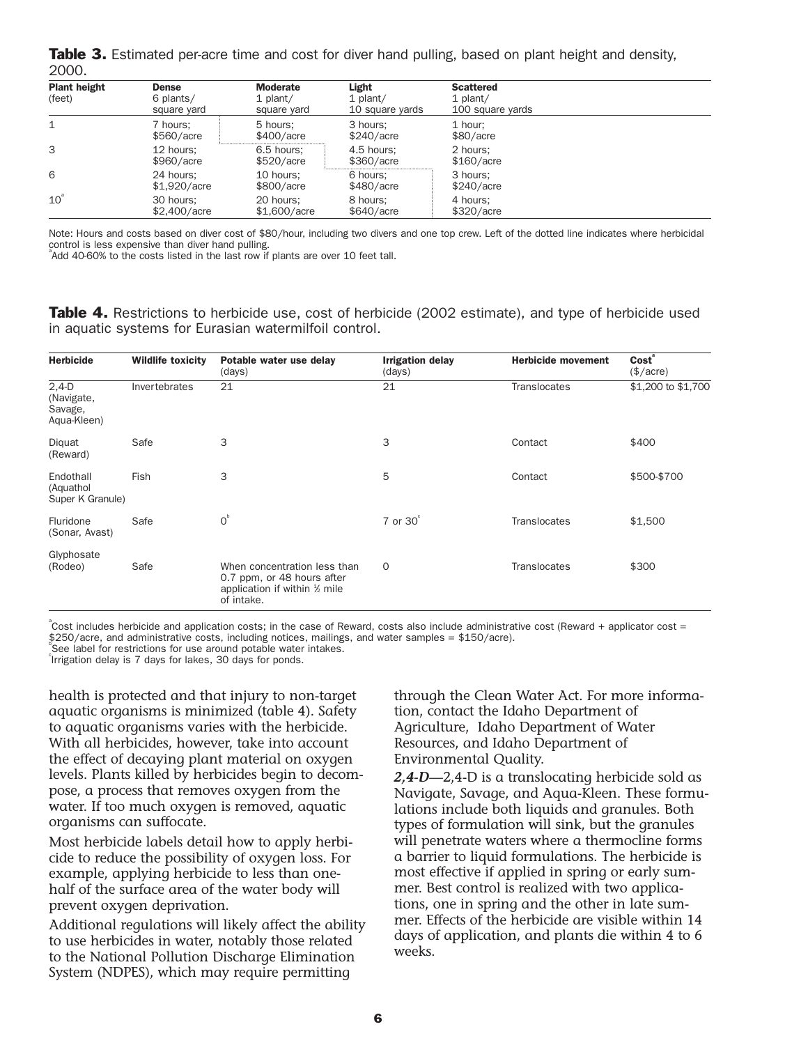**Table 3.** Estimated per-acre time and cost for diver hand pulling, based on plant height and density, 2000.

| Plant height (feet) | Dense 6 plants/ square yard | Moderate 1 plant/ square yard | Light 1 plant/ 10 square yards | Scattered 1 plant/ 100 square yards |
|---|---|---|---|---|
| 1 | 7 hours; $560/acre | 5 hours; $400/acre | 3 hours; $240/acre | 1 hour; $80/acre |
| 3 | 12 hours; $960/acre | 6.5 hours; $520/acre | 4.5 hours; $360/acre | 2 hours; $160/acre |
| 6 | 24 hours; $1,920/acre | 10 hours; $800/acre | 6 hours; $480/acre | 3 hours; $240/acre |
| 10[a] | 30 hours; $2,400/acre | 20 hours; $1,600/acre | 8 hours; $640/acre | 4 hours; $320/acre |

Note: Hours and costs based on diver cost of $80/hour, including two divers and one top crew. Left of the dotted line indicates where herbicidal control is less expensive than diver hand pulling.
[a]Add 40-60% to the costs listed in the last row if plants are over 10 feet tall.

**Table 4.** Restrictions to herbicide use, cost of herbicide (2002 estimate), and type of herbicide used in aquatic systems for Eurasian watermilfoil control.

| Herbicide | Wildlife toxicity | Potable water use delay (days) | Irrigation delay (days) | Herbicide movement | Cost[a] ($/acre) |
|---|---|---|---|---|---|
| 2,4-D (Navigate, Savage, Aqua-Kleen) | Invertebrates | 21 | 21 | Translocates | $1,200 to $1,700 |
| Diquat (Reward) | Safe | 3 | 3 | Contact | $400 |
| Endothall (Aquathol Super K Granule) | Fish | 3 | 5 | Contact | $500-$700 |
| Fluridone (Sonar, Avast) | Safe | 0[b] | 7 or 30[c] | Translocates | $1,500 |
| Glyphosate (Rodeo) | Safe | When concentration less than 0.7 ppm, or 48 hours after application if within ½ mile of intake. | 0 | Translocates | $300 |

[a]Cost includes herbicide and application costs; in the case of Reward, costs also include administrative cost (Reward + applicator cost = $250/acre, and administrative costs, including notices, mailings, and water samples = $150/acre).
[b]See label for restrictions for use around potable water intakes.
[c]Irrigation delay is 7 days for lakes, 30 days for ponds.

health is protected and that injury to non-target aquatic organisms is minimized (table 4). Safety to aquatic organisms varies with the herbicide. With all herbicides, however, take into account the effect of decaying plant material on oxygen levels. Plants killed by herbicides begin to decompose, a process that removes oxygen from the water. If too much oxygen is removed, aquatic organisms can suffocate.

Most herbicide labels detail how to apply herbicide to reduce the possibility of oxygen loss. For example, applying herbicide to less than one-half of the surface area of the water body will prevent oxygen deprivation.

Additional regulations will likely affect the ability to use herbicides in water, notably those related to the National Pollution Discharge Elimination System (NDPES), which may require permitting through the Clean Water Act. For more information, contact the Idaho Department of Agriculture, Idaho Department of Water Resources, and Idaho Department of Environmental Quality.

***2,4-D***—2,4-D is a translocating herbicide sold as Navigate, Savage, and Aqua-Kleen. These formulations include both liquids and granules. Both types of formulation will sink, but the granules will penetrate waters where a thermocline forms a barrier to liquid formulations. The herbicide is most effective if applied in spring or early summer. Best control is realized with two applications, one in spring and the other in late summer. Effects of the herbicide are visible within 14 days of application, and plants die within 4 to 6 weeks.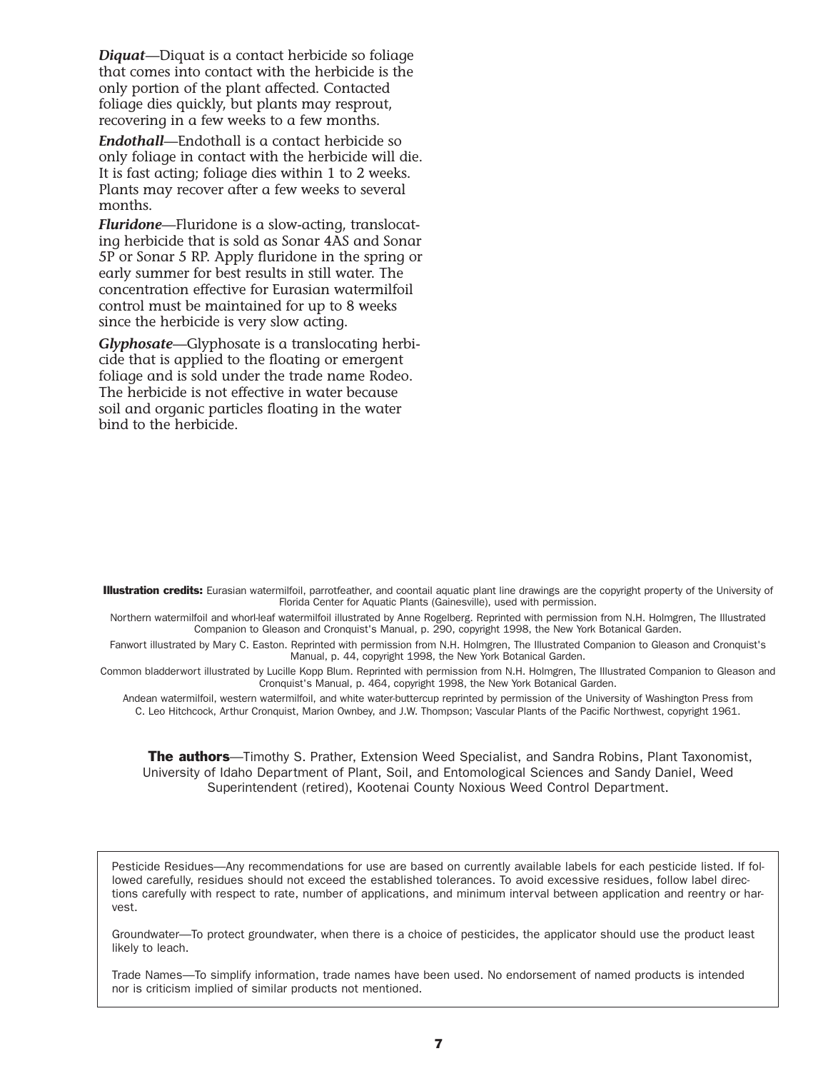***Diquat***—Diquat is a contact herbicide so foliage that comes into contact with the herbicide is the only portion of the plant affected. Contacted foliage dies quickly, but plants may resprout, recovering in a few weeks to a few months.

***Endothall***—Endothall is a contact herbicide so only foliage in contact with the herbicide will die. It is fast acting; foliage dies within 1 to 2 weeks. Plants may recover after a few weeks to several months.

***Fluridone***—Fluridone is a slow-acting, translocating herbicide that is sold as Sonar 4AS and Sonar 5P or Sonar 5 RP. Apply fluridone in the spring or early summer for best results in still water. The concentration effective for Eurasian watermilfoil control must be maintained for up to 8 weeks since the herbicide is very slow acting.

***Glyphosate***—Glyphosate is a translocating herbicide that is applied to the floating or emergent foliage and is sold under the trade name Rodeo. The herbicide is not effective in water because soil and organic particles floating in the water bind to the herbicide.

**Illustration credits:** Eurasian watermilfoil, parrotfeather, and coontail aquatic plant line drawings are the copyright property of the University of Florida Center for Aquatic Plants (Gainesville), used with permission.

Northern watermilfoil and whorl-leaf watermilfoil illustrated by Anne Rogelberg. Reprinted with permission from N.H. Holmgren, The Illustrated Companion to Gleason and Cronquist's Manual, p. 290, copyright 1998, the New York Botanical Garden.

Fanwort illustrated by Mary C. Easton. Reprinted with permission from N.H. Holmgren, The Illustrated Companion to Gleason and Cronquist's Manual, p. 44, copyright 1998, the New York Botanical Garden.

Common bladderwort illustrated by Lucille Kopp Blum. Reprinted with permission from N.H. Holmgren, The Illustrated Companion to Gleason and Cronquist's Manual, p. 464, copyright 1998, the New York Botanical Garden.

Andean watermilfoil, western watermilfoil, and white water-buttercup reprinted by permission of the University of Washington Press from C. Leo Hitchcock, Arthur Cronquist, Marion Ownbey, and J.W. Thompson; Vascular Plants of the Pacific Northwest, copyright 1961.

**The authors**—Timothy S. Prather, Extension Weed Specialist, and Sandra Robins, Plant Taxonomist, University of Idaho Department of Plant, Soil, and Entomological Sciences and Sandy Daniel, Weed Superintendent (retired), Kootenai County Noxious Weed Control Department.

Pesticide Residues—Any recommendations for use are based on currently available labels for each pesticide listed. If followed carefully, residues should not exceed the established tolerances. To avoid excessive residues, follow label directions carefully with respect to rate, number of applications, and minimum interval between application and reentry or harvest.

Groundwater—To protect groundwater, when there is a choice of pesticides, the applicator should use the product least likely to leach.

Trade Names—To simplify information, trade names have been used. No endorsement of named products is intended nor is criticism implied of similar products not mentioned.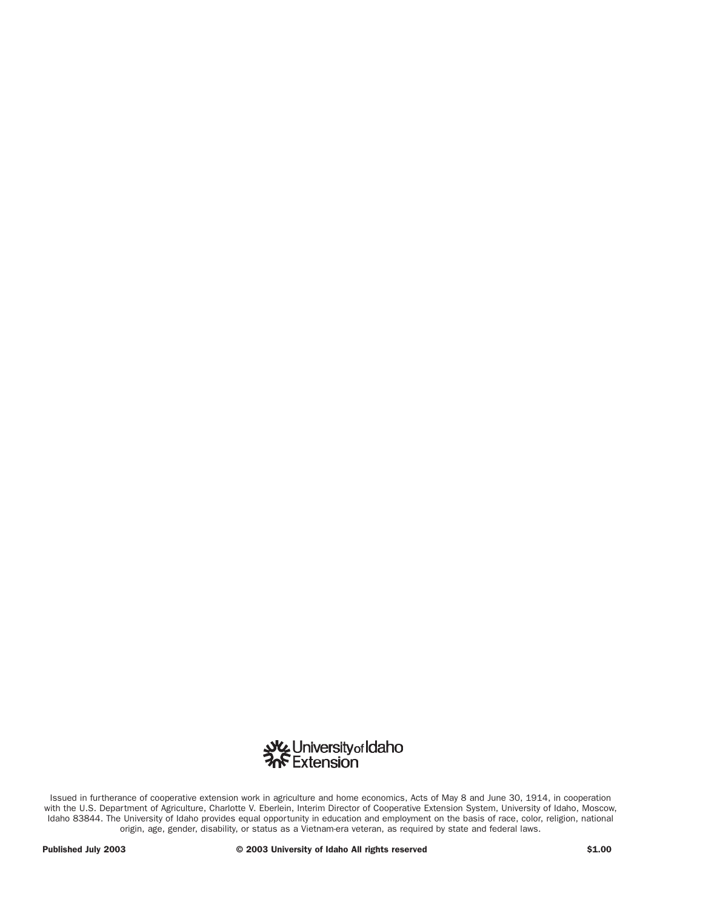University of Idaho Extension

Issued in furtherance of cooperative extension work in agriculture and home economics, Acts of May 8 and June 30, 1914, in cooperation with the U.S. Department of Agriculture, Charlotte V. Eberlein, Interim Director of Cooperative Extension System, University of Idaho, Moscow, Idaho 83844. The University of Idaho provides equal opportunity in education and employment on the basis of race, color, religion, national origin, age, gender, disability, or status as a Vietnam-era veteran, as required by state and federal laws.

**Published July 2003** **© 2003 University of Idaho All rights reserved** **$1.00**